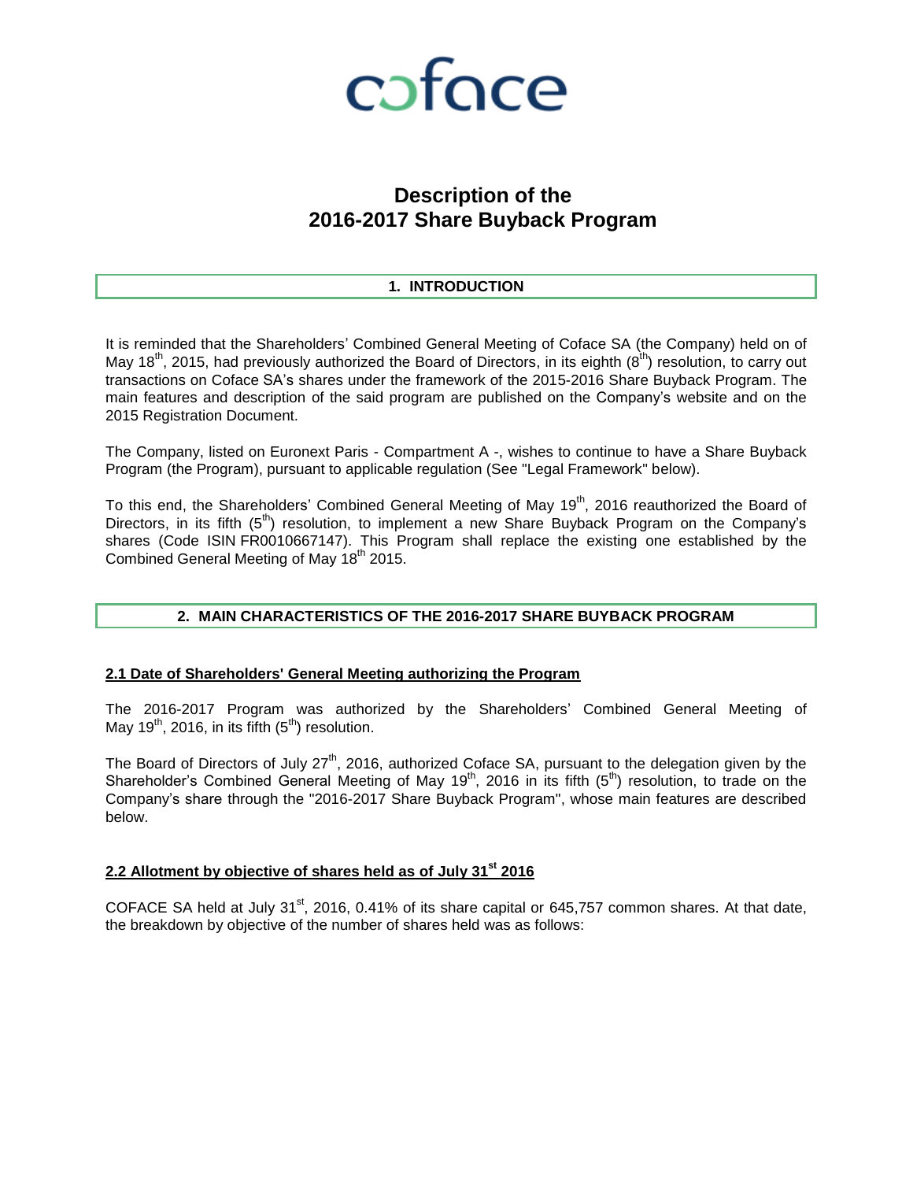coface

# Description of the 2016-2017 Share Buyback Program

## 1. INTRODUCTION

It is reminded that the Shareholders' Combined General Meeting of Coface SA (the Company) held on of May 18th, 2015, had previously authorized the Board of Directors, in its eighth (8th) resolution, to carry out transactions on Coface SA's shares under the framework of the 2015-2016 Share Buyback Program. The main features and description of the said program are published on the Company's website and on the 2015 Registration Document.

The Company, listed on Euronext Paris - Compartment A -, wishes to continue to have a Share Buyback Program (the Program), pursuant to applicable regulation (See "Legal Framework" below).

To this end, the Shareholders' Combined General Meeting of May 19th, 2016 reauthorized the Board of Directors, in its fifth (5th) resolution, to implement a new Share Buyback Program on the Company's shares (Code ISIN FR0010667147). This Program shall replace the existing one established by the Combined General Meeting of May 18th 2015.

## 2. MAIN CHARACTERISTICS OF THE 2016-2017 SHARE BUYBACK PROGRAM

### 2.1 Date of Shareholders' General Meeting authorizing the Program

The 2016-2017 Program was authorized by the Shareholders' Combined General Meeting of May 19th, 2016, in its fifth (5th) resolution.

The Board of Directors of July 27th, 2016, authorized Coface SA, pursuant to the delegation given by the Shareholder's Combined General Meeting of May 19th, 2016 in its fifth (5th) resolution, to trade on the Company's share through the "2016-2017 Share Buyback Program", whose main features are described below.

### 2.2 Allotment by objective of shares held as of July 31st 2016

COFACE SA held at July 31st, 2016, 0.41% of its share capital or 645,757 common shares. At that date, the breakdown by objective of the number of shares held was as follows: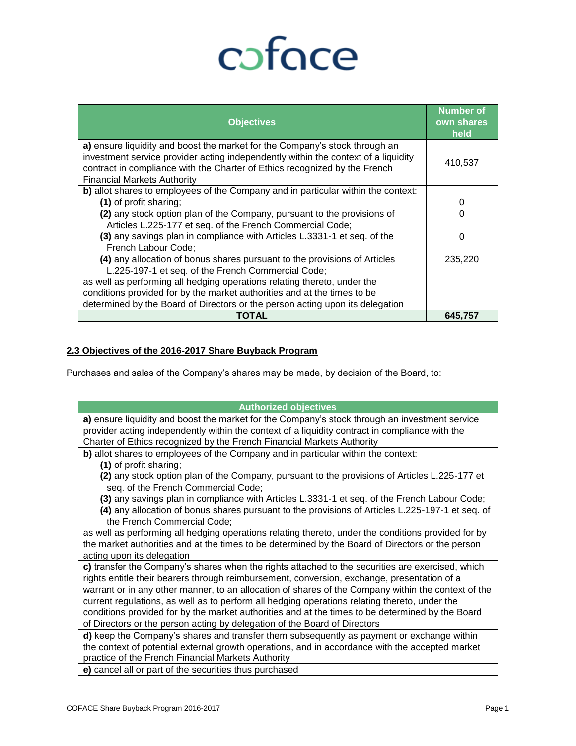coface

| Objectives | Number of own shares held |
|---|---|
| **a)** ensure liquidity and boost the market for the Company's stock through an investment service provider acting independently within the context of a liquidity contract in compliance with the Charter of Ethics recognized by the French Financial Markets Authority | 410,537 |
| **b)** allot shares to employees of the Company and in particular within the context: | |
| **(1)** of profit sharing; | 0 |
| **(2)** any stock option plan of the Company, pursuant to the provisions of Articles L.225-177 et seq. of the French Commercial Code; | 0 |
| **(3)** any savings plan in compliance with Articles L.3331-1 et seq. of the French Labour Code; | 0 |
| **(4)** any allocation of bonus shares pursuant to the provisions of Articles L.225-197-1 et seq. of the French Commercial Code; as well as performing all hedging operations relating thereto, under the conditions provided for by the market authorities and at the times to be determined by the Board of Directors or the person acting upon its delegation | 235,220 |
| **TOTAL** | **645,757** |

## 2.3 Objectives of the 2016-2017 Share Buyback Program

Purchases and sales of the Company's shares may be made, by decision of the Board, to:

| Authorized objectives |
|---|
| **a)** ensure liquidity and boost the market for the Company's stock through an investment service provider acting independently within the context of a liquidity contract in compliance with the Charter of Ethics recognized by the French Financial Markets Authority |
| **b)** allot shares to employees of the Company and in particular within the context: **(1)** of profit sharing; **(2)** any stock option plan of the Company, pursuant to the provisions of Articles L.225-177 et seq. of the French Commercial Code; **(3)** any savings plan in compliance with Articles L.3331-1 et seq. of the French Labour Code; **(4)** any allocation of bonus shares pursuant to the provisions of Articles L.225-197-1 et seq. of the French Commercial Code; as well as performing all hedging operations relating thereto, under the conditions provided for by the market authorities and at the times to be determined by the Board of Directors or the person acting upon its delegation |
| **c)** transfer the Company's shares when the rights attached to the securities are exercised, which rights entitle their bearers through reimbursement, conversion, exchange, presentation of a warrant or in any other manner, to an allocation of shares of the Company within the context of the current regulations, as well as to perform all hedging operations relating thereto, under the conditions provided for by the market authorities and at the times to be determined by the Board of Directors or the person acting by delegation of the Board of Directors |
| **d)** keep the Company's shares and transfer them subsequently as payment or exchange within the context of potential external growth operations, and in accordance with the accepted market practice of the French Financial Markets Authority |
| **e)** cancel all or part of the securities thus purchased |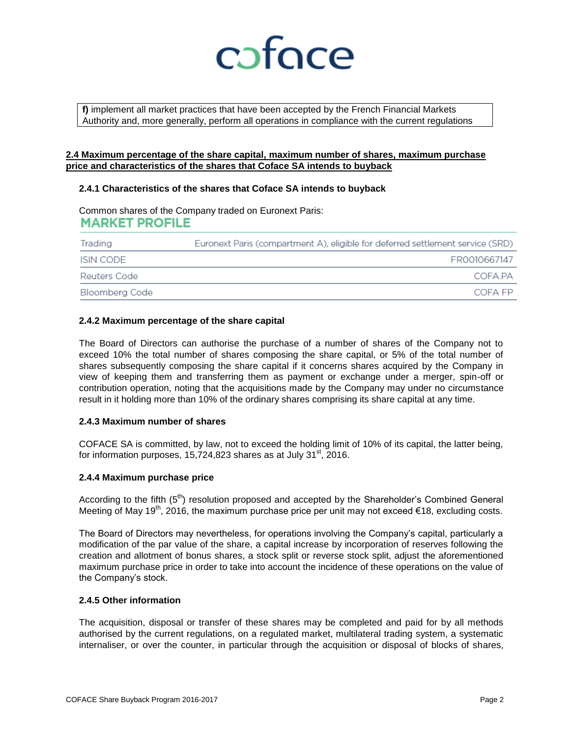f) implement all market practices that have been accepted by the French Financial Markets Authority and, more generally, perform all operations in compliance with the current regulations

## 2.4 Maximum percentage of the share capital, maximum number of shares, maximum purchase price and characteristics of the shares that Coface SA intends to buyback

### 2.4.1 Characteristics of the shares that Coface SA intends to buyback

Common shares of the Company traded on Euronext Paris:

**MARKET PROFILE**

| | |
|---|---|
| Trading | Euronext Paris (compartment A), eligible for deferred settlement service (SRD) |
| ISIN CODE | FR0010667147 |
| Reuters Code | COFA.PA |
| Bloomberg Code | COFA FP |

### 2.4.2 Maximum percentage of the share capital

The Board of Directors can authorise the purchase of a number of shares of the Company not to exceed 10% the total number of shares composing the share capital, or 5% of the total number of shares subsequently composing the share capital if it concerns shares acquired by the Company in view of keeping them and transferring them as payment or exchange under a merger, spin-off or contribution operation, noting that the acquisitions made by the Company may under no circumstance result in it holding more than 10% of the ordinary shares comprising its share capital at any time.

### 2.4.3 Maximum number of shares

COFACE SA is committed, by law, not to exceed the holding limit of 10% of its capital, the latter being, for information purposes, 15,724,823 shares as at July 31st, 2016.

### 2.4.4 Maximum purchase price

According to the fifth (5th) resolution proposed and accepted by the Shareholder's Combined General Meeting of May 19th, 2016, the maximum purchase price per unit may not exceed €18, excluding costs.

The Board of Directors may nevertheless, for operations involving the Company's capital, particularly a modification of the par value of the share, a capital increase by incorporation of reserves following the creation and allotment of bonus shares, a stock split or reverse stock split, adjust the aforementioned maximum purchase price in order to take into account the incidence of these operations on the value of the Company's stock.

### 2.4.5 Other information

The acquisition, disposal or transfer of these shares may be completed and paid for by all methods authorised by the current regulations, on a regulated market, multilateral trading system, a systematic internaliser, or over the counter, in particular through the acquisition or disposal of blocks of shares,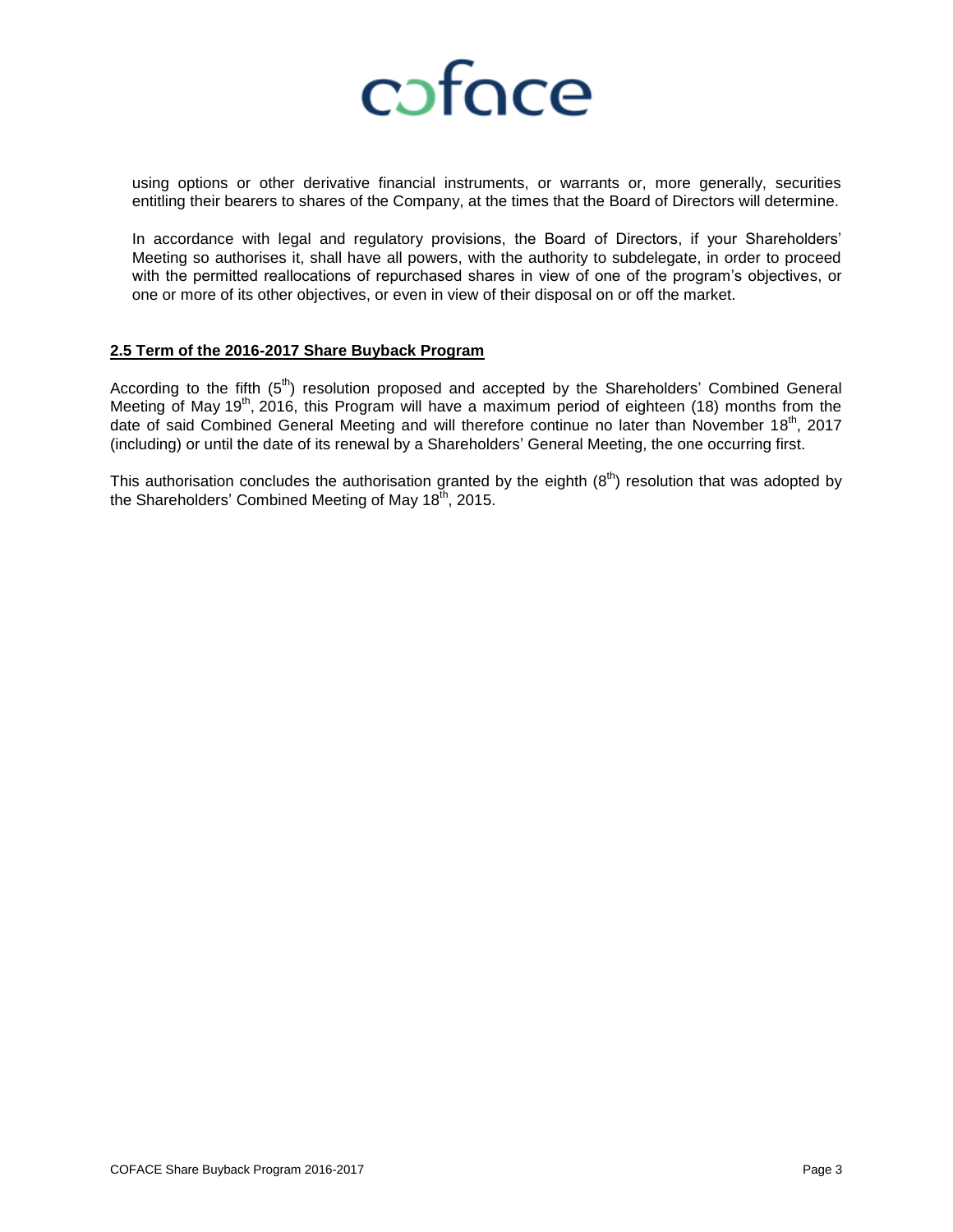using options or other derivative financial instruments, or warrants or, more generally, securities entitling their bearers to shares of the Company, at the times that the Board of Directors will determine.

In accordance with legal and regulatory provisions, the Board of Directors, if your Shareholders' Meeting so authorises it, shall have all powers, with the authority to subdelegate, in order to proceed with the permitted reallocations of repurchased shares in view of one of the program's objectives, or one or more of its other objectives, or even in view of their disposal on or off the market.

## 2.5 Term of the 2016-2017 Share Buyback Program

According to the fifth (5th) resolution proposed and accepted by the Shareholders' Combined General Meeting of May 19th, 2016, this Program will have a maximum period of eighteen (18) months from the date of said Combined General Meeting and will therefore continue no later than November 18th, 2017 (including) or until the date of its renewal by a Shareholders' General Meeting, the one occurring first.

This authorisation concludes the authorisation granted by the eighth (8th) resolution that was adopted by the Shareholders' Combined Meeting of May 18th, 2015.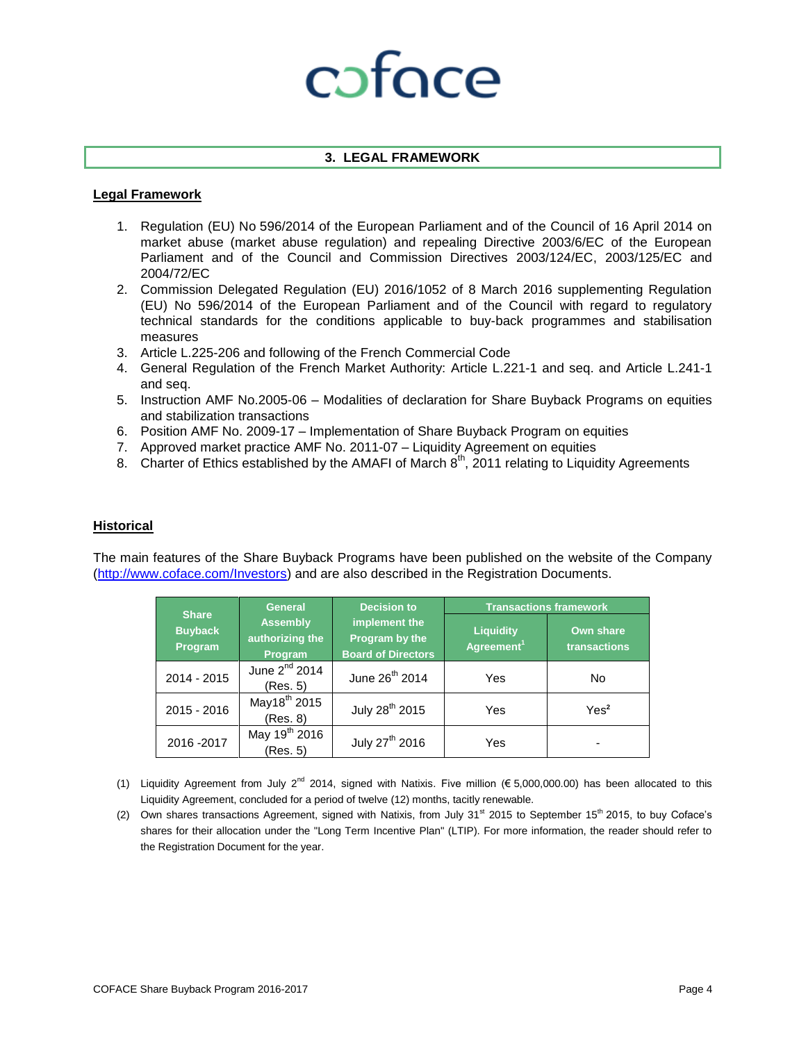## 3. LEGAL FRAMEWORK

**Legal Framework**

1. Regulation (EU) No 596/2014 of the European Parliament and of the Council of 16 April 2014 on market abuse (market abuse regulation) and repealing Directive 2003/6/EC of the European Parliament and of the Council and Commission Directives 2003/124/EC, 2003/125/EC and 2004/72/EC
2. Commission Delegated Regulation (EU) 2016/1052 of 8 March 2016 supplementing Regulation (EU) No 596/2014 of the European Parliament and of the Council with regard to regulatory technical standards for the conditions applicable to buy-back programmes and stabilisation measures
3. Article L.225-206 and following of the French Commercial Code
4. General Regulation of the French Market Authority: Article L.221-1 and seq. and Article L.241-1 and seq.
5. Instruction AMF No.2005-06 – Modalities of declaration for Share Buyback Programs on equities and stabilization transactions
6. Position AMF No. 2009-17 – Implementation of Share Buyback Program on equities
7. Approved market practice AMF No. 2011-07 – Liquidity Agreement on equities
8. Charter of Ethics established by the AMAFI of March 8th, 2011 relating to Liquidity Agreements

**Historical**

The main features of the Share Buyback Programs have been published on the website of the Company (http://www.coface.com/Investors) and are also described in the Registration Documents.

| Share Buyback Program | General Assembly authorizing the Program | Decision to implement the Program by the Board of Directors | Transactions framework | |
|---|---|---|---|---|
| | | | Liquidity Agreement[1] | Own share transactions |
| 2014 - 2015 | June 2nd 2014 (Res. 5) | June 26th 2014 | Yes | No |
| 2015 - 2016 | May18th 2015 (Res. 8) | July 28th 2015 | Yes | Yes[2] |
| 2016 -2017 | May 19th 2016 (Res. 5) | July 27th 2016 | Yes | - |

(1) Liquidity Agreement from July 2nd 2014, signed with Natixis. Five million (€ 5,000,000.00) has been allocated to this Liquidity Agreement, concluded for a period of twelve (12) months, tacitly renewable.

(2) Own shares transactions Agreement, signed with Natixis, from July 31st 2015 to September 15th 2015, to buy Coface's shares for their allocation under the "Long Term Incentive Plan" (LTIP). For more information, the reader should refer to the Registration Document for the year.